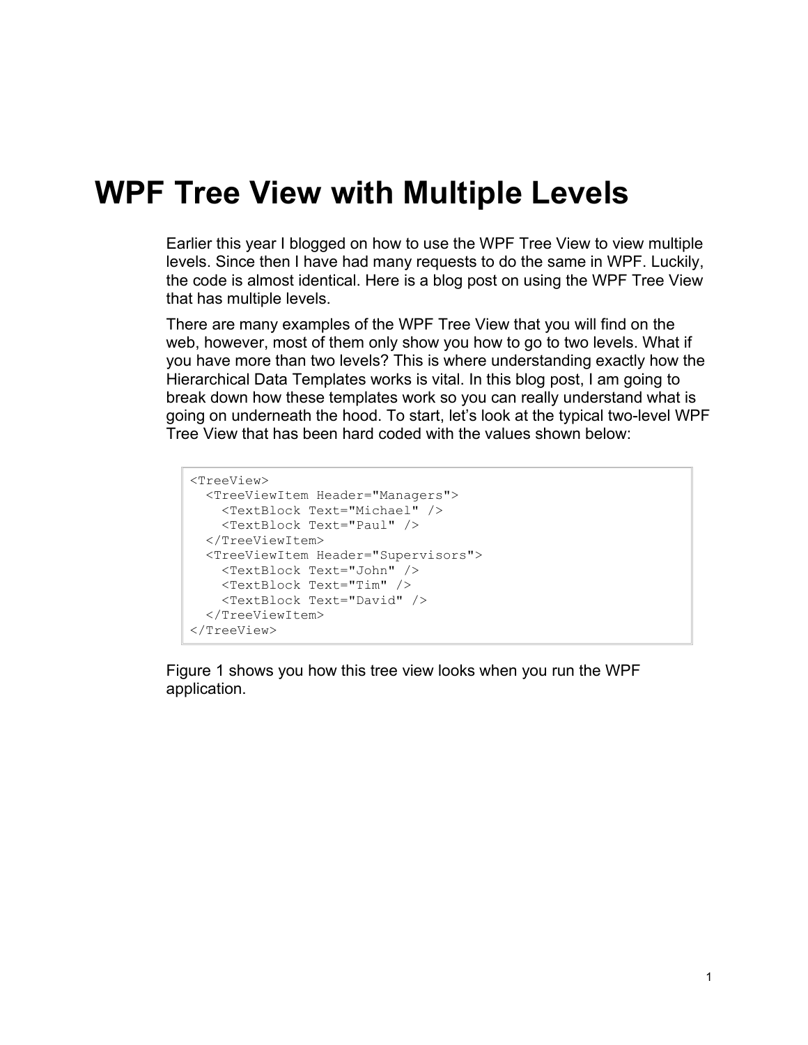# WPF Tree View with Multiple Levels

Earlier this year I blogged on how to use the WPF Tree View to view multiple levels. Since then I have had many requests to do the same in WPF. Luckily, the code is almost identical. Here is a blog post on using the WPF Tree View that has multiple levels.

There are many examples of the WPF Tree View that you will find on the web, however, most of them only show you how to go to two levels. What if you have more than two levels? This is where understanding exactly how the Hierarchical Data Templates works is vital. In this blog post, I am going to break down how these templates work so you can really understand what is going on underneath the hood. To start, let's look at the typical two-level WPF Tree View that has been hard coded with the values shown below:

```
<TreeView>
  <TreeViewItem Header="Managers">
    <TextBlock Text="Michael" />
    <TextBlock Text="Paul" />
  </TreeViewItem>
  <TreeViewItem Header="Supervisors">
    <TextBlock Text="John" />
    <TextBlock Text="Tim" />
    <TextBlock Text="David" />
  </TreeViewItem>
</TreeView>
```

Figure 1 shows you how this tree view looks when you run the WPF application.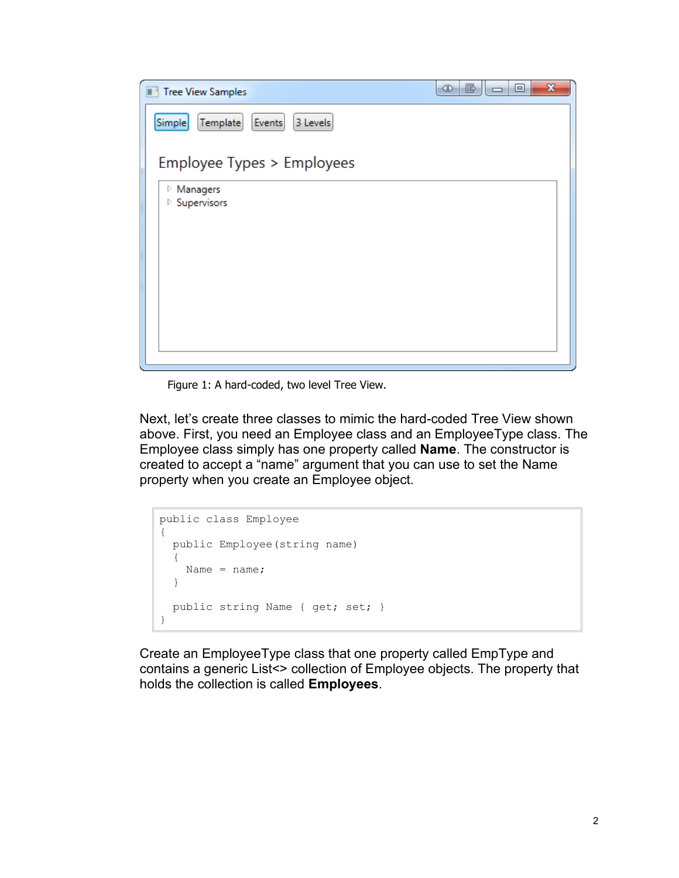Figure 1: A hard-coded, two level Tree View.

Next, let's create three classes to mimic the hard-coded Tree View shown above. First, you need an Employee class and an EmployeeType class. The Employee class simply has one property called **Name**. The constructor is created to accept a "name" argument that you can use to set the Name property when you create an Employee object.

```
public class Employee
{
  public Employee(string name)
  {
    Name = name;
  }

  public string Name { get; set; }
}
```

Create an EmployeeType class that one property called EmpType and contains a generic List<> collection of Employee objects. The property that holds the collection is called **Employees**.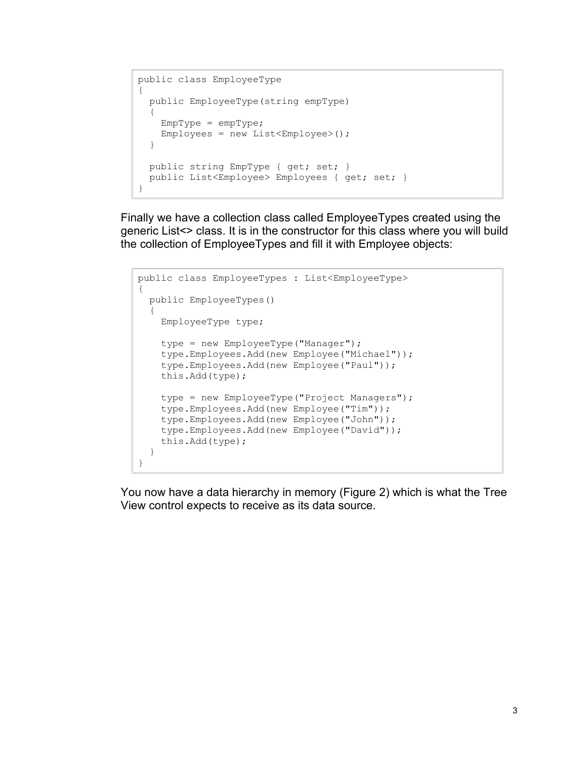```
public class EmployeeType
{
  public EmployeeType(string empType)
  {
    EmpType = empType;
    Employees = new List<Employee>();
  }

  public string EmpType { get; set; }
  public List<Employee> Employees { get; set; }
}
```

Finally we have a collection class called EmployeeTypes created using the generic List<> class. It is in the constructor for this class where you will build the collection of EmployeeTypes and fill it with Employee objects:

```
public class EmployeeTypes : List<EmployeeType>
{
  public EmployeeTypes()
  {
    EmployeeType type;

    type = new EmployeeType("Manager");
    type.Employees.Add(new Employee("Michael"));
    type.Employees.Add(new Employee("Paul"));
    this.Add(type);

    type = new EmployeeType("Project Managers");
    type.Employees.Add(new Employee("Tim"));
    type.Employees.Add(new Employee("John"));
    type.Employees.Add(new Employee("David"));
    this.Add(type);
  }
}
```

You now have a data hierarchy in memory (Figure 2) which is what the Tree View control expects to receive as its data source.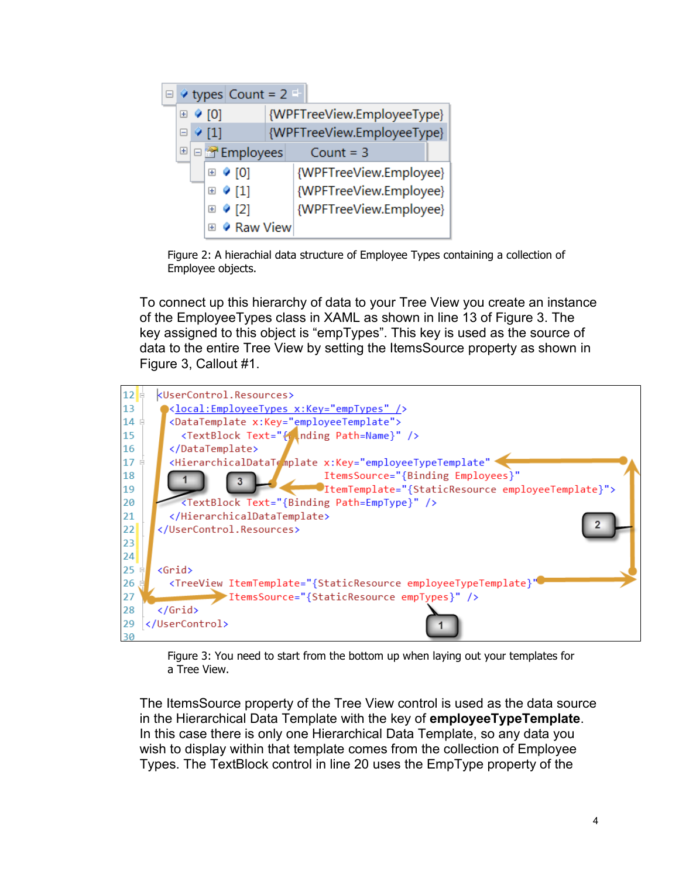types Count = 2
[0] {WPFTreeView.EmployeeType}
[1] {WPFTreeView.EmployeeType}
Employees Count = 3
[0] {WPFTreeView.Employee}
[1] {WPFTreeView.Employee}
[2] {WPFTreeView.Employee}
Raw View

Figure 2: A hierachial data structure of Employee Types containing a collection of Employee objects.

To connect up this hierarchy of data to your Tree View you create an instance of the EmployeeTypes class in XAML as shown in line 13 of Figure 3. The key assigned to this object is "empTypes". This key is used as the source of data to the entire Tree View by setting the ItemsSource property as shown in Figure 3, Callout #1.

```
12  <UserControl.Resources>
13    <local:EmployeeTypes x:Key="empTypes" />
14    <DataTemplate x:Key="employeeTemplate">
15      <TextBlock Text="{Binding Path=Name}" />
16    </DataTemplate>
17    <HierarchicalDataTemplate x:Key="employeeTypeTemplate"
18                              ItemsSource="{Binding Employees}"
19                              ItemTemplate="{StaticResource employeeTemplate}">
20      <TextBlock Text="{Binding Path=EmpType}" />
21    </HierarchicalDataTemplate>
22  </UserControl.Resources>
23
24
25  <Grid>
26    <TreeView ItemTemplate="{StaticResource employeeTypeTemplate}"
27              ItemsSource="{StaticResource empTypes}" />
28  </Grid>
29 </UserControl>
30
```

Figure 3: You need to start from the bottom up when laying out your templates for a Tree View.

The ItemsSource property of the Tree View control is used as the data source in the Hierarchical Data Template with the key of **employeeTypeTemplate**. In this case there is only one Hierarchical Data Template, so any data you wish to display within that template comes from the collection of Employee Types. The TextBlock control in line 20 uses the EmpType property of the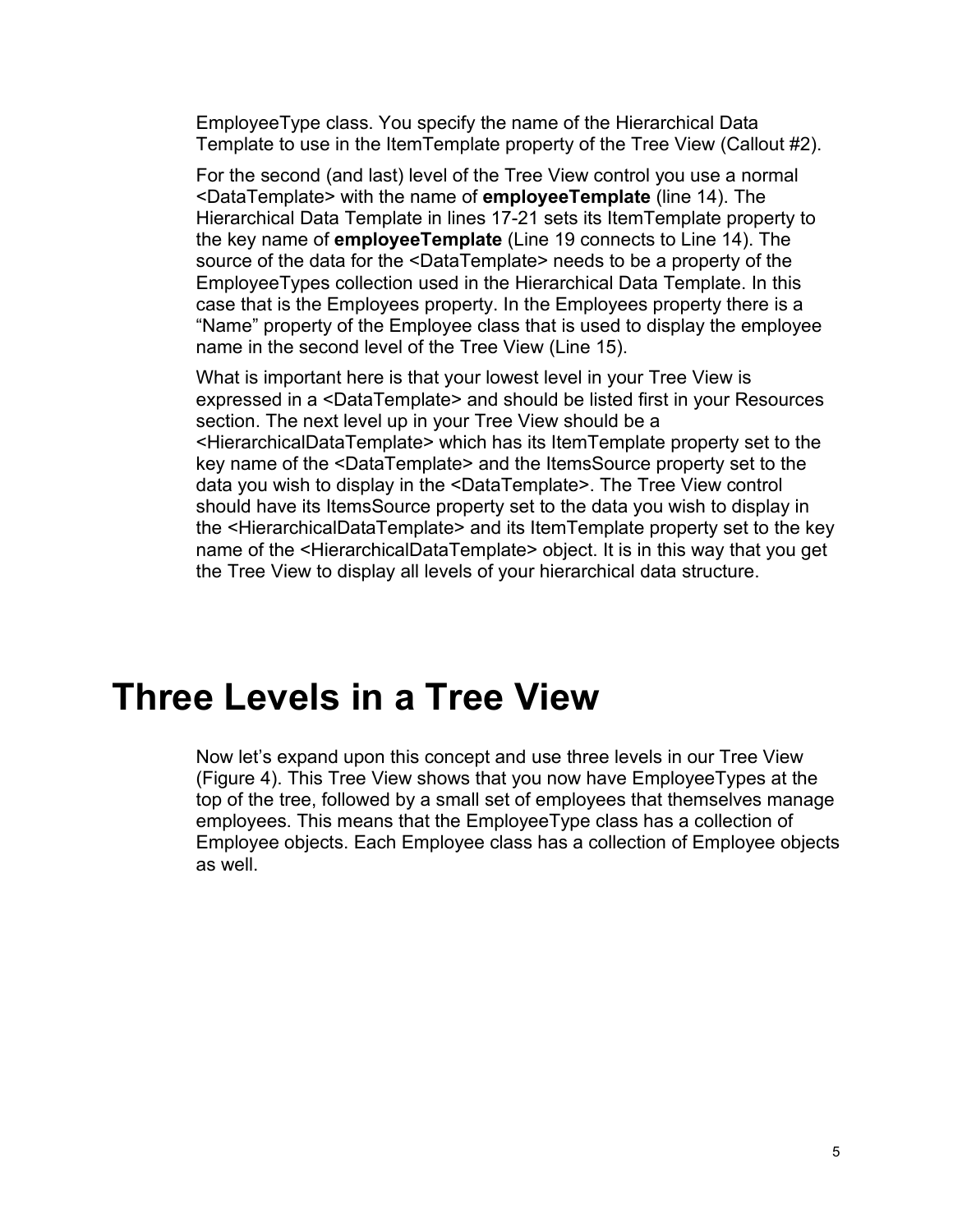EmployeeType class. You specify the name of the Hierarchical Data Template to use in the ItemTemplate property of the Tree View (Callout #2).

For the second (and last) level of the Tree View control you use a normal <DataTemplate> with the name of **employeeTemplate** (line 14). The Hierarchical Data Template in lines 17-21 sets its ItemTemplate property to the key name of **employeeTemplate** (Line 19 connects to Line 14). The source of the data for the <DataTemplate> needs to be a property of the EmployeeTypes collection used in the Hierarchical Data Template. In this case that is the Employees property. In the Employees property there is a "Name" property of the Employee class that is used to display the employee name in the second level of the Tree View (Line 15).

What is important here is that your lowest level in your Tree View is expressed in a <DataTemplate> and should be listed first in your Resources section. The next level up in your Tree View should be a <HierarchicalDataTemplate> which has its ItemTemplate property set to the key name of the <DataTemplate> and the ItemsSource property set to the data you wish to display in the <DataTemplate>. The Tree View control should have its ItemsSource property set to the data you wish to display in the <HierarchicalDataTemplate> and its ItemTemplate property set to the key name of the <HierarchicalDataTemplate> object. It is in this way that you get the Tree View to display all levels of your hierarchical data structure.

# Three Levels in a Tree View

Now let's expand upon this concept and use three levels in our Tree View (Figure 4). This Tree View shows that you now have EmployeeTypes at the top of the tree, followed by a small set of employees that themselves manage employees. This means that the EmployeeType class has a collection of Employee objects. Each Employee class has a collection of Employee objects as well.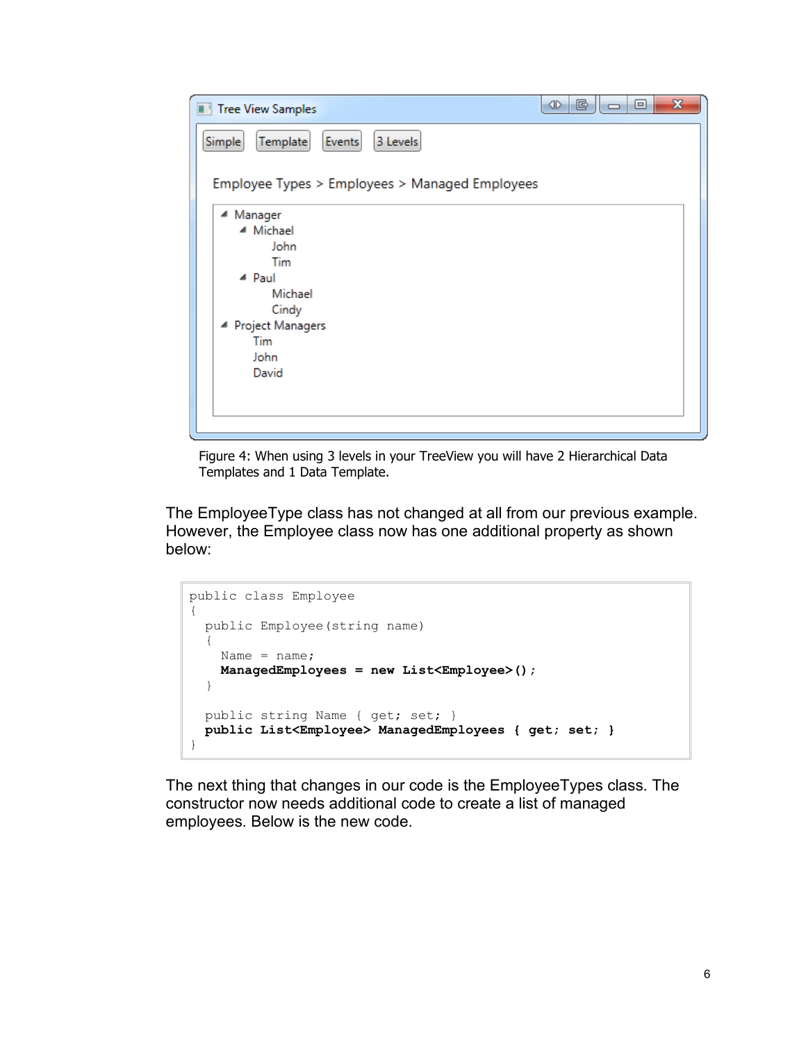Figure 4: When using 3 levels in your TreeView you will have 2 Hierarchical Data Templates and 1 Data Template.

The EmployeeType class has not changed at all from our previous example. However, the Employee class now has one additional property as shown below:

```
public class Employee
{
  public Employee(string name)
  {
    Name = name;
    ManagedEmployees = new List<Employee>();
  }

  public string Name { get; set; }
  public List<Employee> ManagedEmployees { get; set; }
}
```

The next thing that changes in our code is the EmployeeTypes class. The constructor now needs additional code to create a list of managed employees. Below is the new code.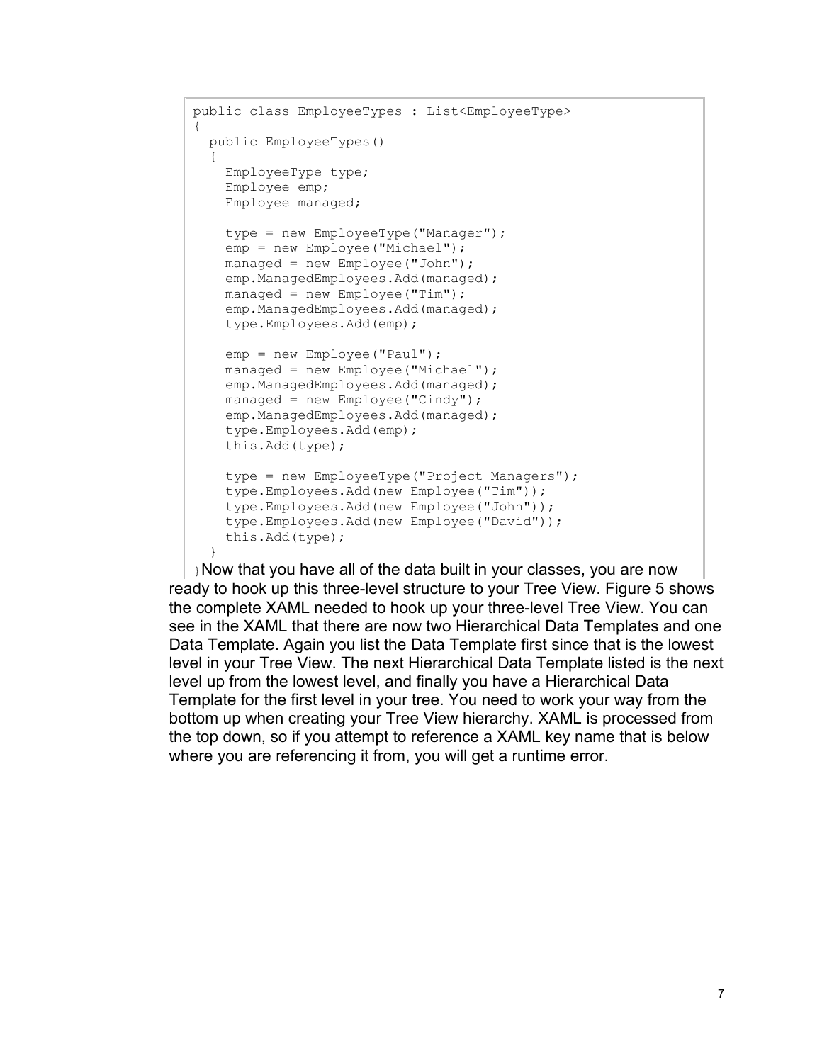```
public class EmployeeTypes : List<EmployeeType>
{
  public EmployeeTypes()
  {
    EmployeeType type;
    Employee emp;
    Employee managed;

    type = new EmployeeType("Manager");
    emp = new Employee("Michael");
    managed = new Employee("John");
    emp.ManagedEmployees.Add(managed);
    managed = new Employee("Tim");
    emp.ManagedEmployees.Add(managed);
    type.Employees.Add(emp);

    emp = new Employee("Paul");
    managed = new Employee("Michael");
    emp.ManagedEmployees.Add(managed);
    managed = new Employee("Cindy");
    emp.ManagedEmployees.Add(managed);
    type.Employees.Add(emp);
    this.Add(type);

    type = new EmployeeType("Project Managers");
    type.Employees.Add(new Employee("Tim"));
    type.Employees.Add(new Employee("John"));
    type.Employees.Add(new Employee("David"));
    this.Add(type);
  }
}
```

Now that you have all of the data built in your classes, you are now ready to hook up this three-level structure to your Tree View. Figure 5 shows the complete XAML needed to hook up your three-level Tree View. You can see in the XAML that there are now two Hierarchical Data Templates and one Data Template. Again you list the Data Template first since that is the lowest level in your Tree View. The next Hierarchical Data Template listed is the next level up from the lowest level, and finally you have a Hierarchical Data Template for the first level in your tree. You need to work your way from the bottom up when creating your Tree View hierarchy. XAML is processed from the top down, so if you attempt to reference a XAML key name that is below where you are referencing it from, you will get a runtime error.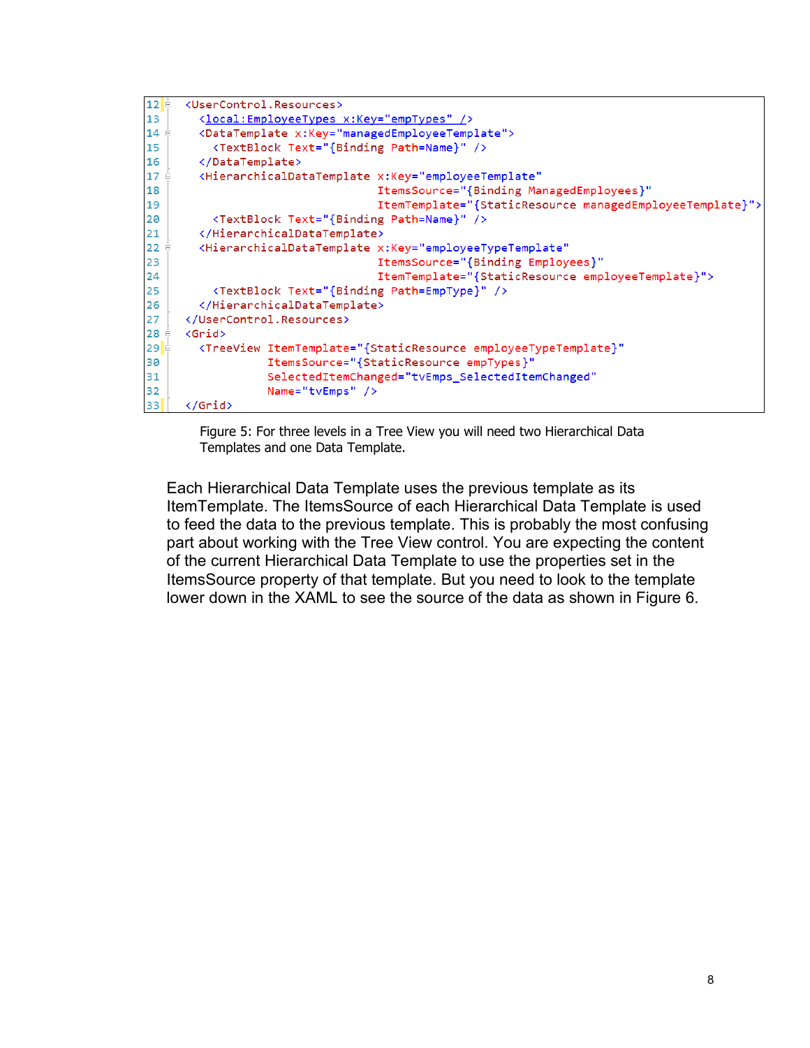```
12  <UserControl.Resources>
13    <local:EmployeeTypes x:Key="empTypes" />
14    <DataTemplate x:Key="managedEmployeeTemplate">
15      <TextBlock Text="{Binding Path=Name}" />
16    </DataTemplate>
17    <HierarchicalDataTemplate x:Key="employeeTemplate"
18                              ItemsSource="{Binding ManagedEmployees}"
19                              ItemTemplate="{StaticResource managedEmployeeTemplate}">
20      <TextBlock Text="{Binding Path=Name}" />
21    </HierarchicalDataTemplate>
22    <HierarchicalDataTemplate x:Key="employeeTypeTemplate"
23                              ItemsSource="{Binding Employees}"
24                              ItemTemplate="{StaticResource employeeTemplate}">
25      <TextBlock Text="{Binding Path=EmpType}" />
26    </HierarchicalDataTemplate>
27  </UserControl.Resources>
28  <Grid>
29    <TreeView ItemTemplate="{StaticResource employeeTypeTemplate}"
30              ItemsSource="{StaticResource empTypes}"
31              SelectedItemChanged="tvEmps_SelectedItemChanged"
32              Name="tvEmps" />
33  </Grid>
```

Figure 5: For three levels in a Tree View you will need two Hierarchical Data Templates and one Data Template.

Each Hierarchical Data Template uses the previous template as its ItemTemplate. The ItemsSource of each Hierarchical Data Template is used to feed the data to the previous template. This is probably the most confusing part about working with the Tree View control. You are expecting the content of the current Hierarchical Data Template to use the properties set in the ItemsSource property of that template. But you need to look to the template lower down in the XAML to see the source of the data as shown in Figure 6.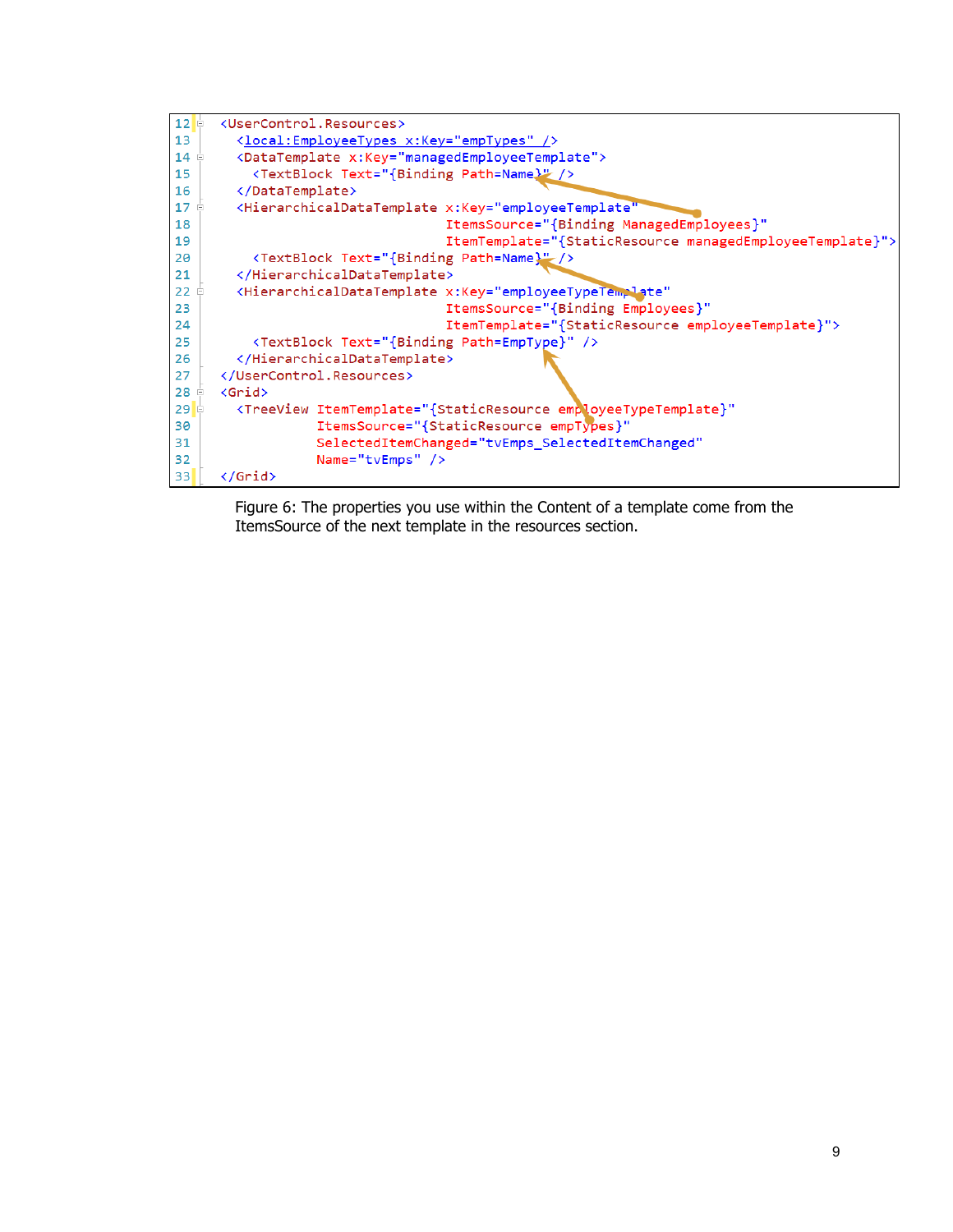```
12  <UserControl.Resources>
13    <local:EmployeeTypes x:Key="empTypes" />
14    <DataTemplate x:Key="managedEmployeeTemplate">
15      <TextBlock Text="{Binding Path=Name}" />
16    </DataTemplate>
17    <HierarchicalDataTemplate x:Key="employeeTemplate"
18                              ItemsSource="{Binding ManagedEmployees}"
19                              ItemTemplate="{StaticResource managedEmployeeTemplate}">
20      <TextBlock Text="{Binding Path=Name}" />
21    </HierarchicalDataTemplate>
22    <HierarchicalDataTemplate x:Key="employeeTypeTemplate"
23                              ItemsSource="{Binding Employees}"
24                              ItemTemplate="{StaticResource employeeTemplate}">
25      <TextBlock Text="{Binding Path=EmpType}" />
26    </HierarchicalDataTemplate>
27  </UserControl.Resources>
28  <Grid>
29    <TreeView ItemTemplate="{StaticResource employeeTypeTemplate}"
30              ItemsSource="{StaticResource empTypes}"
31              SelectedItemChanged="tvEmps_SelectedItemChanged"
32              Name="tvEmps" />
33  </Grid>
```

Figure 6: The properties you use within the Content of a template come from the ItemsSource of the next template in the resources section.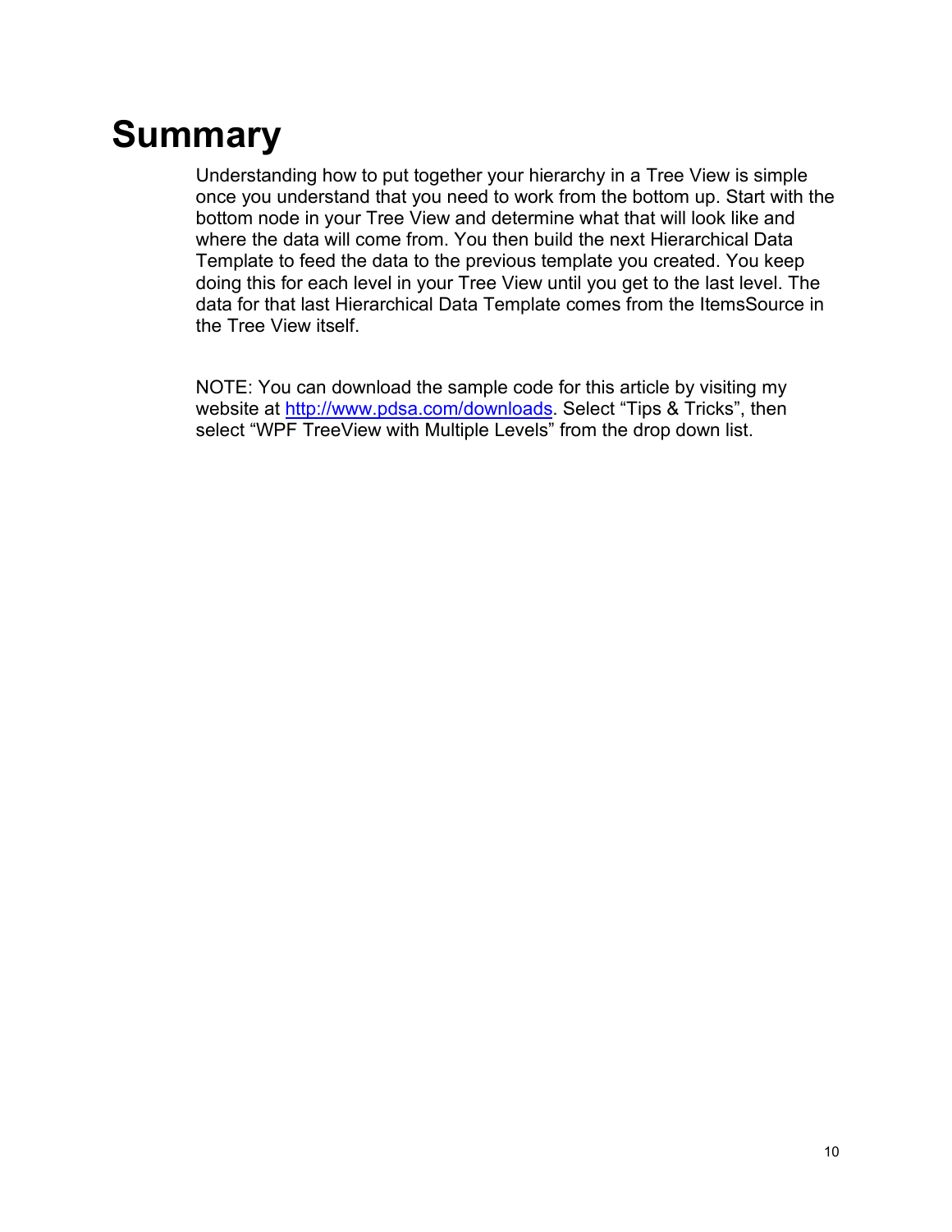# Summary

Understanding how to put together your hierarchy in a Tree View is simple once you understand that you need to work from the bottom up. Start with the bottom node in your Tree View and determine what that will look like and where the data will come from. You then build the next Hierarchical Data Template to feed the data to the previous template you created. You keep doing this for each level in your Tree View until you get to the last level. The data for that last Hierarchical Data Template comes from the ItemsSource in the Tree View itself.

NOTE: You can download the sample code for this article by visiting my website at [http://www.pdsa.com/downloads](http://www.pdsa.com/downloads). Select “Tips & Tricks”, then select “WPF TreeView with Multiple Levels” from the drop down list.